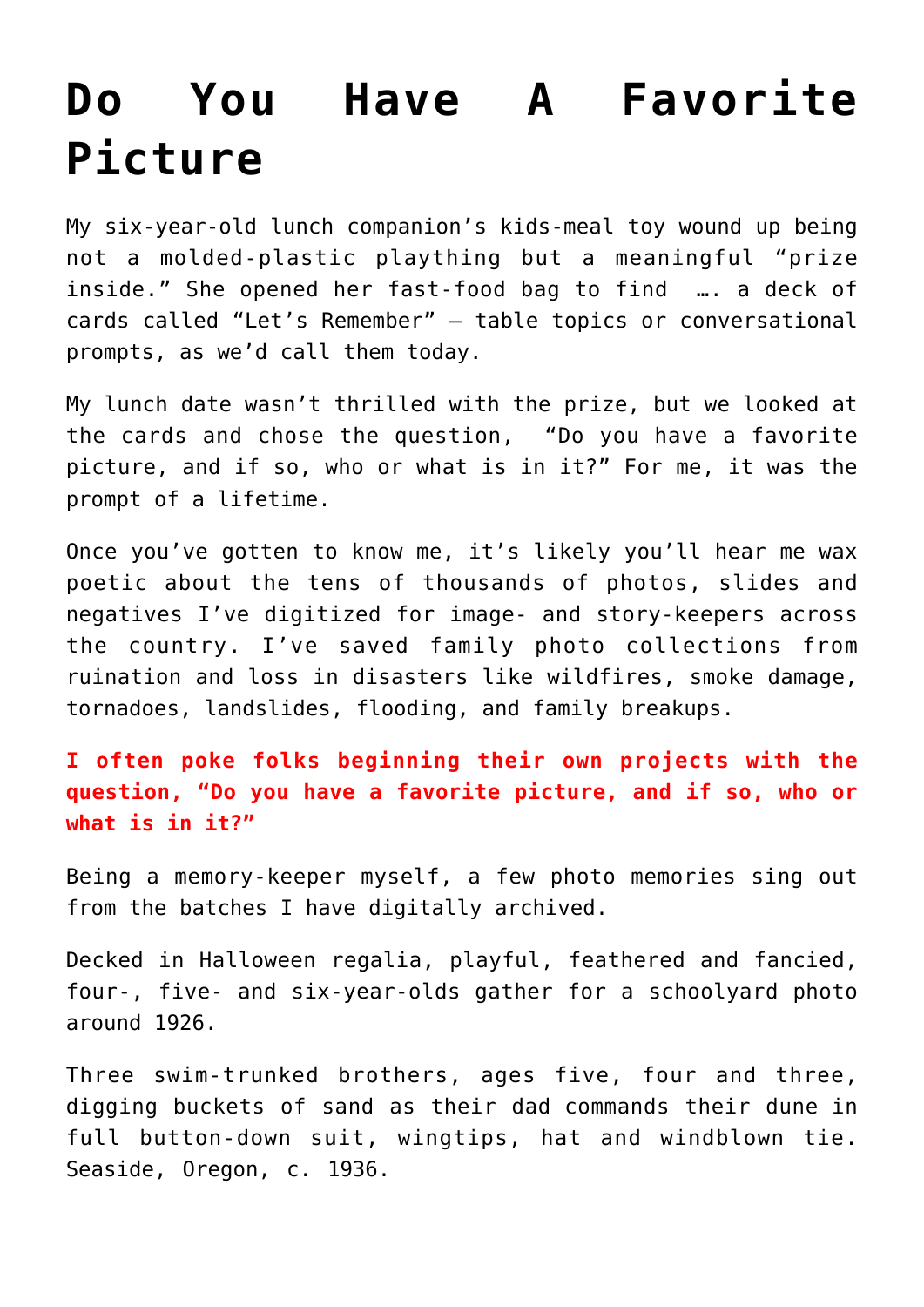# Do You Have A Favorite Picture

My six-year-old lunch companion's kids-meal toy wound up being not a molded-plastic plaything but a meaningful "prize inside." She opened her fast-food bag to find …. a deck of cards called "Let's Remember" — table topics or conversational prompts, as we'd call them today.

My lunch date wasn't thrilled with the prize, but we looked at the cards and chose the question, "Do you have a favorite picture, and if so, who or what is in it?" For me, it was the prompt of a lifetime.

Once you've gotten to know me, it's likely you'll hear me wax poetic about the tens of thousands of photos, slides and negatives I've digitized for image- and story-keepers across the country. I've saved family photo collections from ruination and loss in disasters like wildfires, smoke damage, tornadoes, landslides, flooding, and family breakups.

**I often poke folks beginning their own projects with the question, "Do you have a favorite picture, and if so, who or what is in it?"**

Being a memory-keeper myself, a few photo memories sing out from the batches I have digitally archived.

Decked in Halloween regalia, playful, feathered and fancied, four-, five- and six-year-olds gather for a schoolyard photo around 1926.

Three swim-trunked brothers, ages five, four and three, digging buckets of sand as their dad commands their dune in full button-down suit, wingtips, hat and windblown tie. Seaside, Oregon, c. 1936.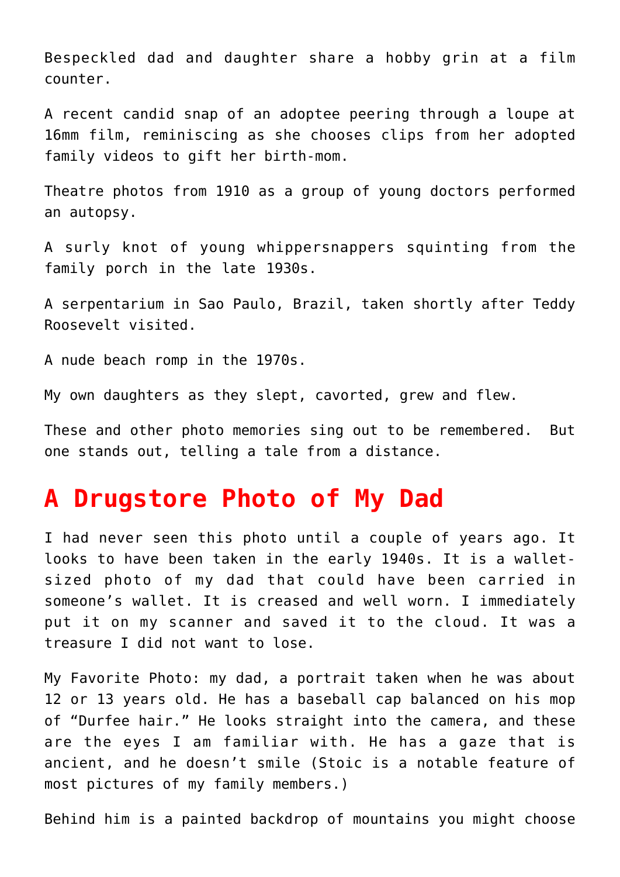Bespeckled dad and daughter share a hobby grin at a film counter.

A recent candid snap of an adoptee peering through a loupe at 16mm film, reminiscing as she chooses clips from her adopted family videos to gift her birth-mom.

Theatre photos from 1910 as a group of young doctors performed an autopsy.

A surly knot of young whippersnappers squinting from the family porch in the late 1930s.

A serpentarium in Sao Paulo, Brazil, taken shortly after Teddy Roosevelt visited.

A nude beach romp in the 1970s.

My own daughters as they slept, cavorted, grew and flew.

These and other photo memories sing out to be remembered. But one stands out, telling a tale from a distance.

## A Drugstore Photo of My Dad

I had never seen this photo until a couple of years ago. It looks to have been taken in the early 1940s. It is a wallet-sized photo of my dad that could have been carried in someone's wallet. It is creased and well worn. I immediately put it on my scanner and saved it to the cloud. It was a treasure I did not want to lose.

My Favorite Photo: my dad, a portrait taken when he was about 12 or 13 years old. He has a baseball cap balanced on his mop of "Durfee hair." He looks straight into the camera, and these are the eyes I am familiar with. He has a gaze that is ancient, and he doesn't smile (Stoic is a notable feature of most pictures of my family members.)

Behind him is a painted backdrop of mountains you might choose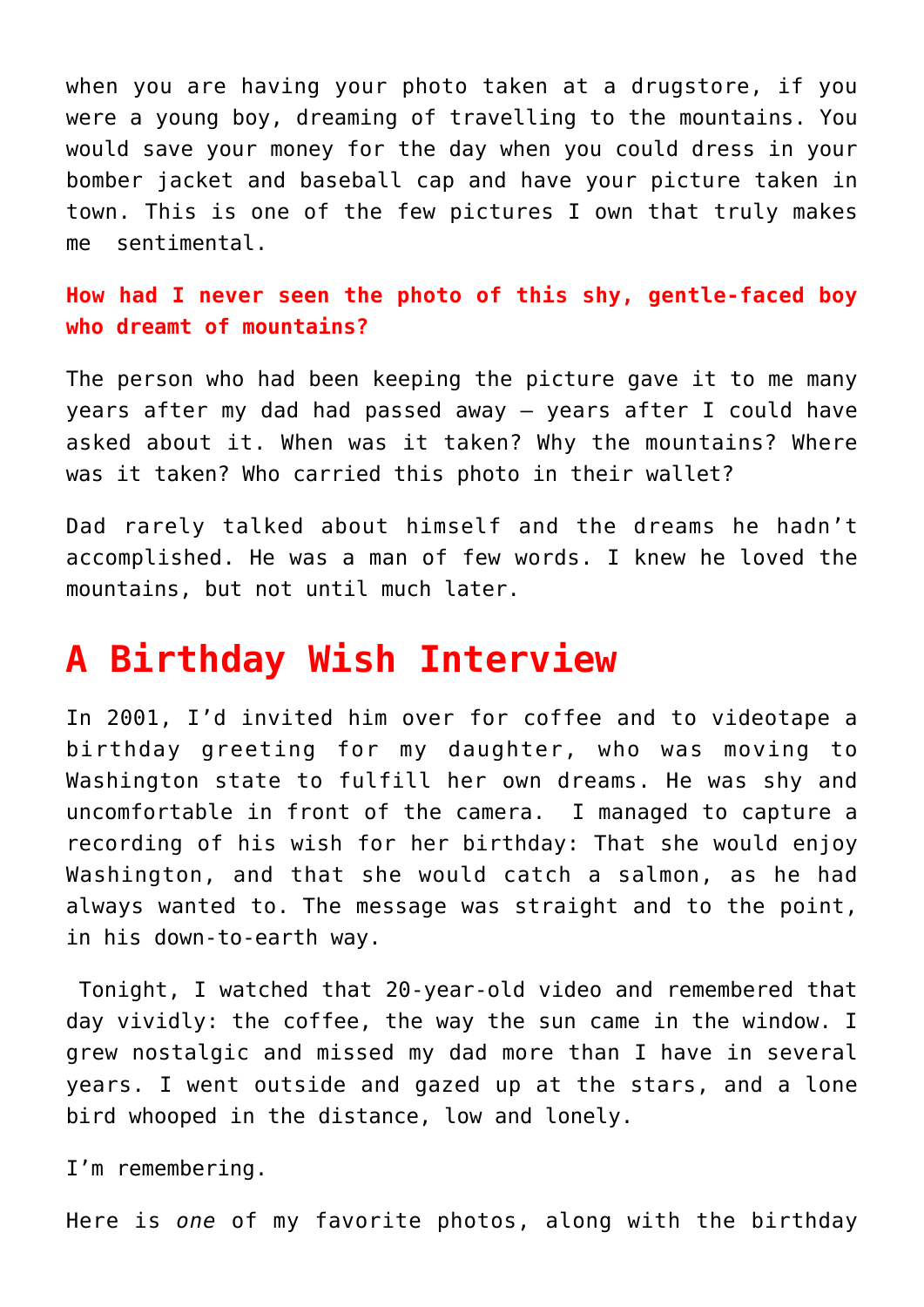when you are having your photo taken at a drugstore, if you were a young boy, dreaming of travelling to the mountains. You would save your money for the day when you could dress in your bomber jacket and baseball cap and have your picture taken in town. This is one of the few pictures I own that truly makes me sentimental.

**How had I never seen the photo of this shy, gentle-faced boy who dreamt of mountains?**

The person who had been keeping the picture gave it to me many years after my dad had passed away – years after I could have asked about it. When was it taken? Why the mountains? Where was it taken? Who carried this photo in their wallet?

Dad rarely talked about himself and the dreams he hadn't accomplished. He was a man of few words. I knew he loved the mountains, but not until much later.

## A Birthday Wish Interview

In 2001, I'd invited him over for coffee and to videotape a birthday greeting for my daughter, who was moving to Washington state to fulfill her own dreams. He was shy and uncomfortable in front of the camera. I managed to capture a recording of his wish for her birthday: That she would enjoy Washington, and that she would catch a salmon, as he had always wanted to. The message was straight and to the point, in his down-to-earth way.

Tonight, I watched that 20-year-old video and remembered that day vividly: the coffee, the way the sun came in the window. I grew nostalgic and missed my dad more than I have in several years. I went outside and gazed up at the stars, and a lone bird whooped in the distance, low and lonely.

I'm remembering.

Here is *one* of my favorite photos, along with the birthday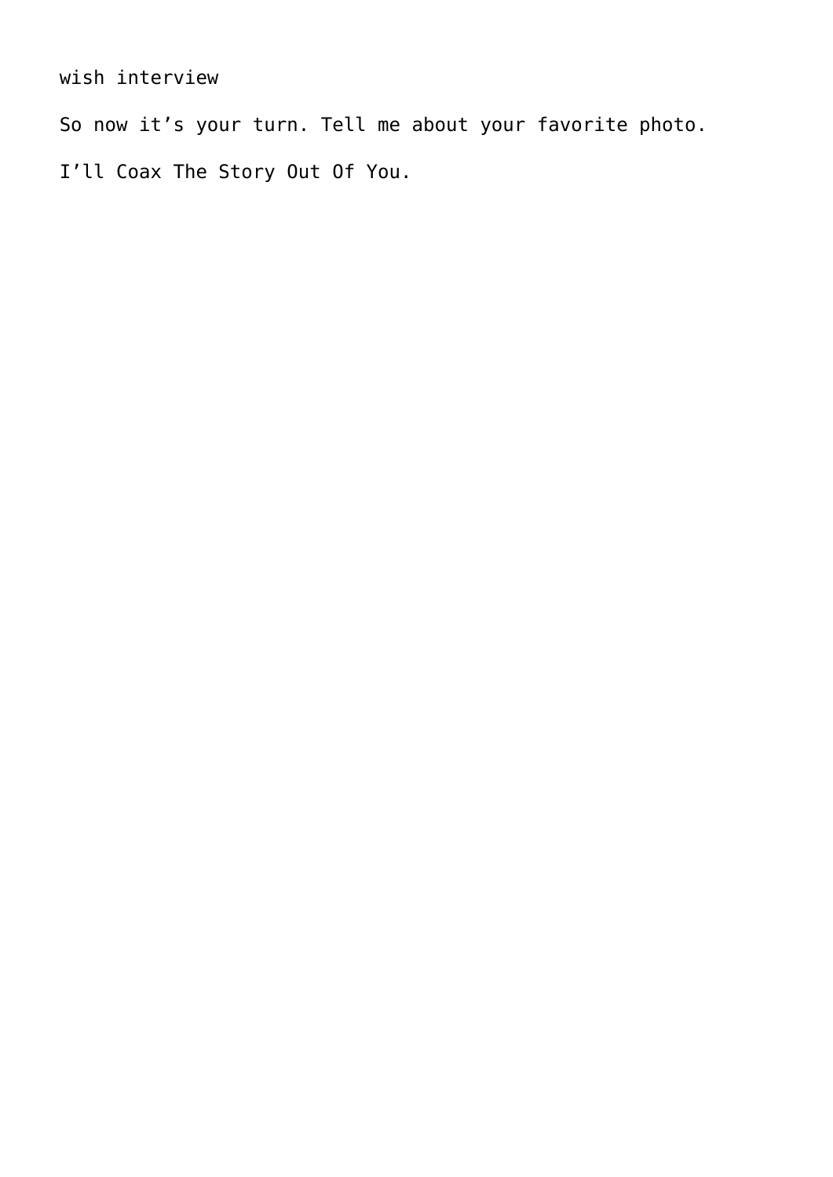wish interview

So now it’s your turn. Tell me about your favorite photo.

I’ll Coax The Story Out Of You.